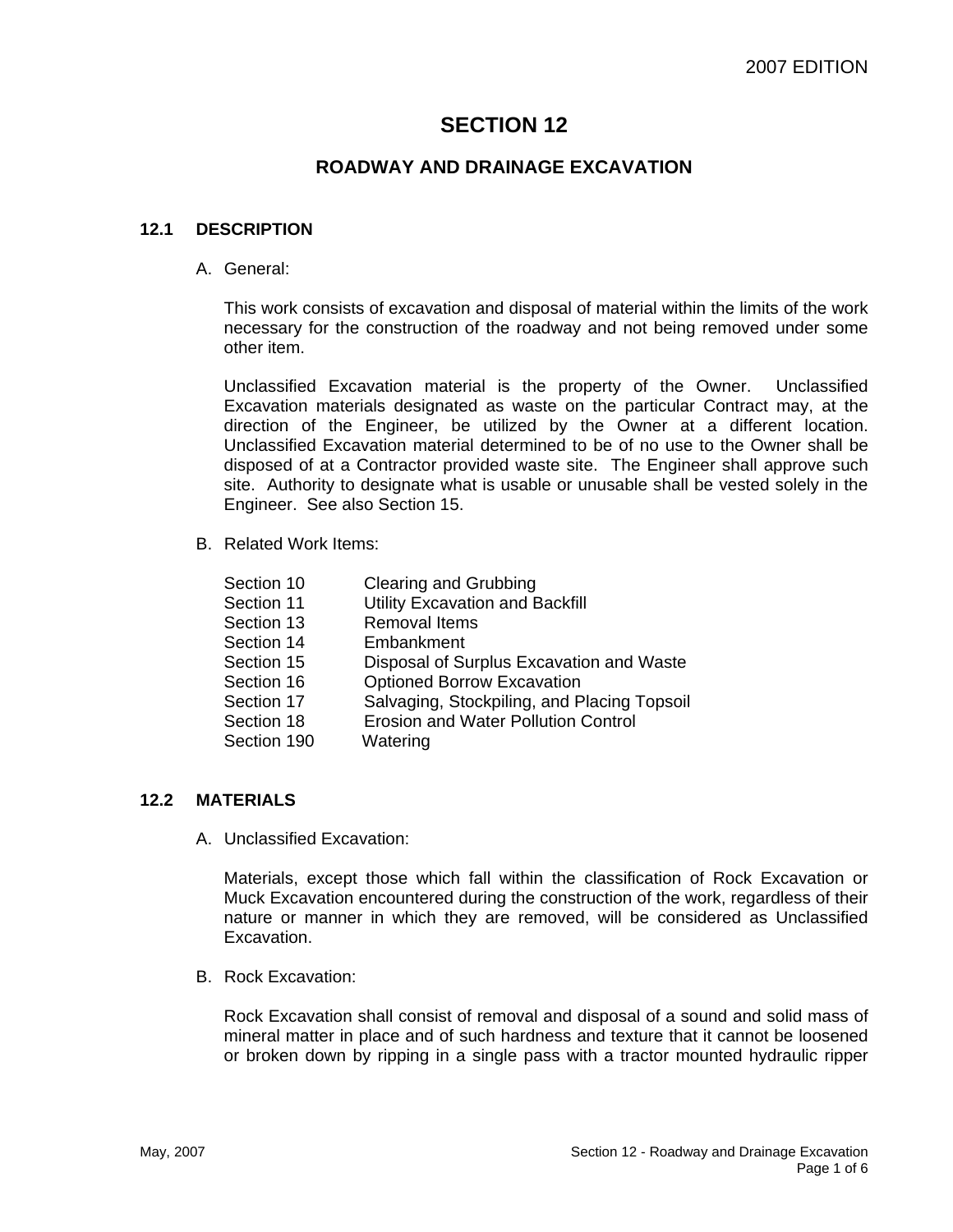2007 EDITION

# SECTION 12

## ROADWAY AND DRAINAGE EXCAVATION

### 12.1 DESCRIPTION

A. General:

This work consists of excavation and disposal of material within the limits of the work necessary for the construction of the roadway and not being removed under some other item.

Unclassified Excavation material is the property of the Owner. Unclassified Excavation materials designated as waste on the particular Contract may, at the direction of the Engineer, be utilized by the Owner at a different location. Unclassified Excavation material determined to be of no use to the Owner shall be disposed of at a Contractor provided waste site. The Engineer shall approve such site. Authority to designate what is usable or unusable shall be vested solely in the Engineer. See also Section 15.

B. Related Work Items:

| | |
|---|---|
| Section 10 | Clearing and Grubbing |
| Section 11 | Utility Excavation and Backfill |
| Section 13 | Removal Items |
| Section 14 | Embankment |
| Section 15 | Disposal of Surplus Excavation and Waste |
| Section 16 | Optioned Borrow Excavation |
| Section 17 | Salvaging, Stockpiling, and Placing Topsoil |
| Section 18 | Erosion and Water Pollution Control |
| Section 190 | Watering |

### 12.2 MATERIALS

A. Unclassified Excavation:

Materials, except those which fall within the classification of Rock Excavation or Muck Excavation encountered during the construction of the work, regardless of their nature or manner in which they are removed, will be considered as Unclassified Excavation.

B. Rock Excavation:

Rock Excavation shall consist of removal and disposal of a sound and solid mass of mineral matter in place and of such hardness and texture that it cannot be loosened or broken down by ripping in a single pass with a tractor mounted hydraulic ripper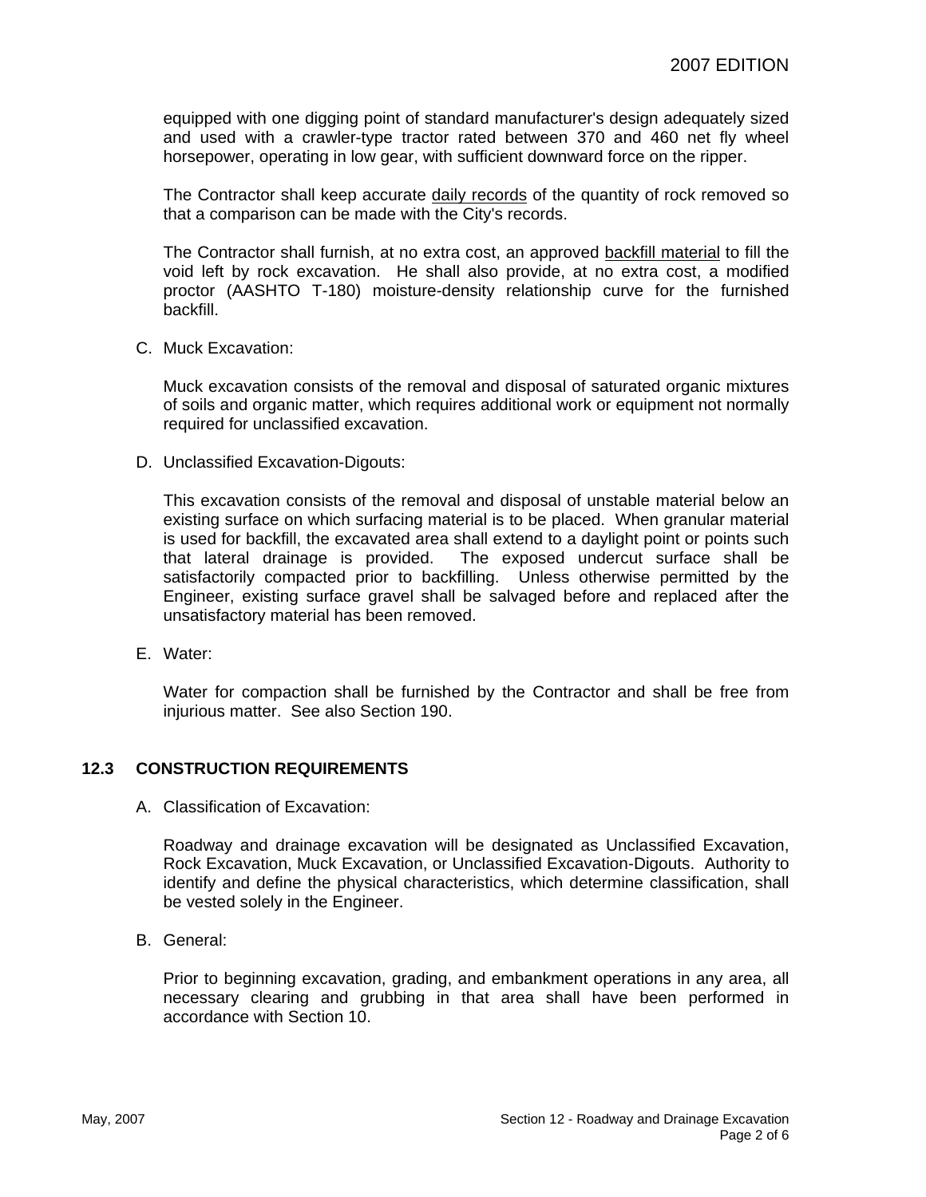equipped with one digging point of standard manufacturer's design adequately sized and used with a crawler-type tractor rated between 370 and 460 net fly wheel horsepower, operating in low gear, with sufficient downward force on the ripper.

The Contractor shall keep accurate daily records of the quantity of rock removed so that a comparison can be made with the City's records.

The Contractor shall furnish, at no extra cost, an approved backfill material to fill the void left by rock excavation. He shall also provide, at no extra cost, a modified proctor (AASHTO T-180) moisture-density relationship curve for the furnished backfill.

C. Muck Excavation:

Muck excavation consists of the removal and disposal of saturated organic mixtures of soils and organic matter, which requires additional work or equipment not normally required for unclassified excavation.

D. Unclassified Excavation-Digouts:

This excavation consists of the removal and disposal of unstable material below an existing surface on which surfacing material is to be placed. When granular material is used for backfill, the excavated area shall extend to a daylight point or points such that lateral drainage is provided. The exposed undercut surface shall be satisfactorily compacted prior to backfilling. Unless otherwise permitted by the Engineer, existing surface gravel shall be salvaged before and replaced after the unsatisfactory material has been removed.

E. Water:

Water for compaction shall be furnished by the Contractor and shall be free from injurious matter. See also Section 190.

## 12.3 CONSTRUCTION REQUIREMENTS

A. Classification of Excavation:

Roadway and drainage excavation will be designated as Unclassified Excavation, Rock Excavation, Muck Excavation, or Unclassified Excavation-Digouts. Authority to identify and define the physical characteristics, which determine classification, shall be vested solely in the Engineer.

B. General:

Prior to beginning excavation, grading, and embankment operations in any area, all necessary clearing and grubbing in that area shall have been performed in accordance with Section 10.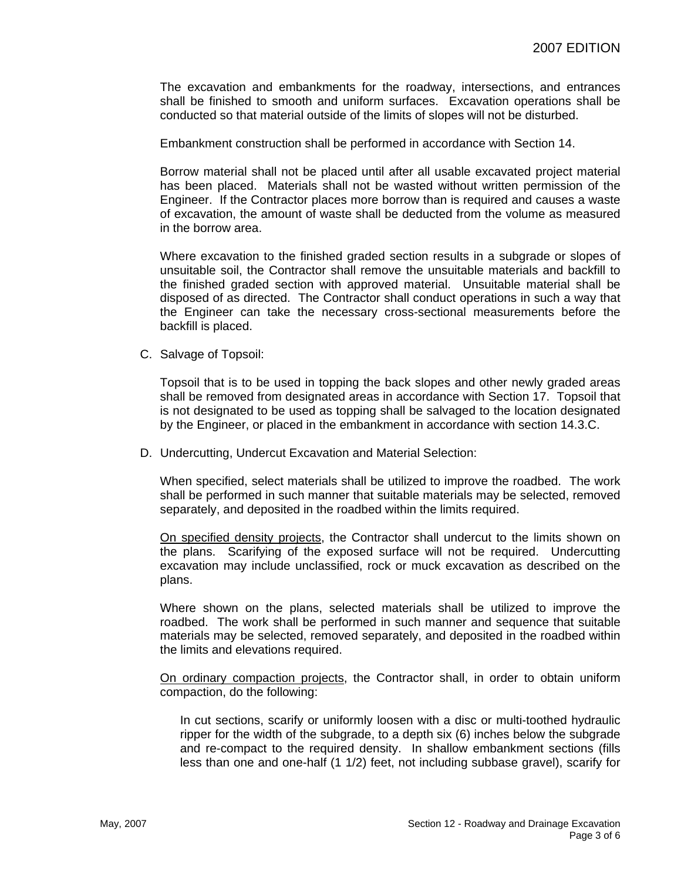The excavation and embankments for the roadway, intersections, and entrances shall be finished to smooth and uniform surfaces. Excavation operations shall be conducted so that material outside of the limits of slopes will not be disturbed.

Embankment construction shall be performed in accordance with Section 14.

Borrow material shall not be placed until after all usable excavated project material has been placed. Materials shall not be wasted without written permission of the Engineer. If the Contractor places more borrow than is required and causes a waste of excavation, the amount of waste shall be deducted from the volume as measured in the borrow area.

Where excavation to the finished graded section results in a subgrade or slopes of unsuitable soil, the Contractor shall remove the unsuitable materials and backfill to the finished graded section with approved material. Unsuitable material shall be disposed of as directed. The Contractor shall conduct operations in such a way that the Engineer can take the necessary cross-sectional measurements before the backfill is placed.

C. Salvage of Topsoil:

Topsoil that is to be used in topping the back slopes and other newly graded areas shall be removed from designated areas in accordance with Section 17. Topsoil that is not designated to be used as topping shall be salvaged to the location designated by the Engineer, or placed in the embankment in accordance with section 14.3.C.

D. Undercutting, Undercut Excavation and Material Selection:

When specified, select materials shall be utilized to improve the roadbed. The work shall be performed in such manner that suitable materials may be selected, removed separately, and deposited in the roadbed within the limits required.

<u>On specified density projects</u>, the Contractor shall undercut to the limits shown on the plans. Scarifying of the exposed surface will not be required. Undercutting excavation may include unclassified, rock or muck excavation as described on the plans.

Where shown on the plans, selected materials shall be utilized to improve the roadbed. The work shall be performed in such manner and sequence that suitable materials may be selected, removed separately, and deposited in the roadbed within the limits and elevations required.

<u>On ordinary compaction projects</u>, the Contractor shall, in order to obtain uniform compaction, do the following:

In cut sections, scarify or uniformly loosen with a disc or multi-toothed hydraulic ripper for the width of the subgrade, to a depth six (6) inches below the subgrade and re-compact to the required density. In shallow embankment sections (fills less than one and one-half (1 1/2) feet, not including subbase gravel), scarify for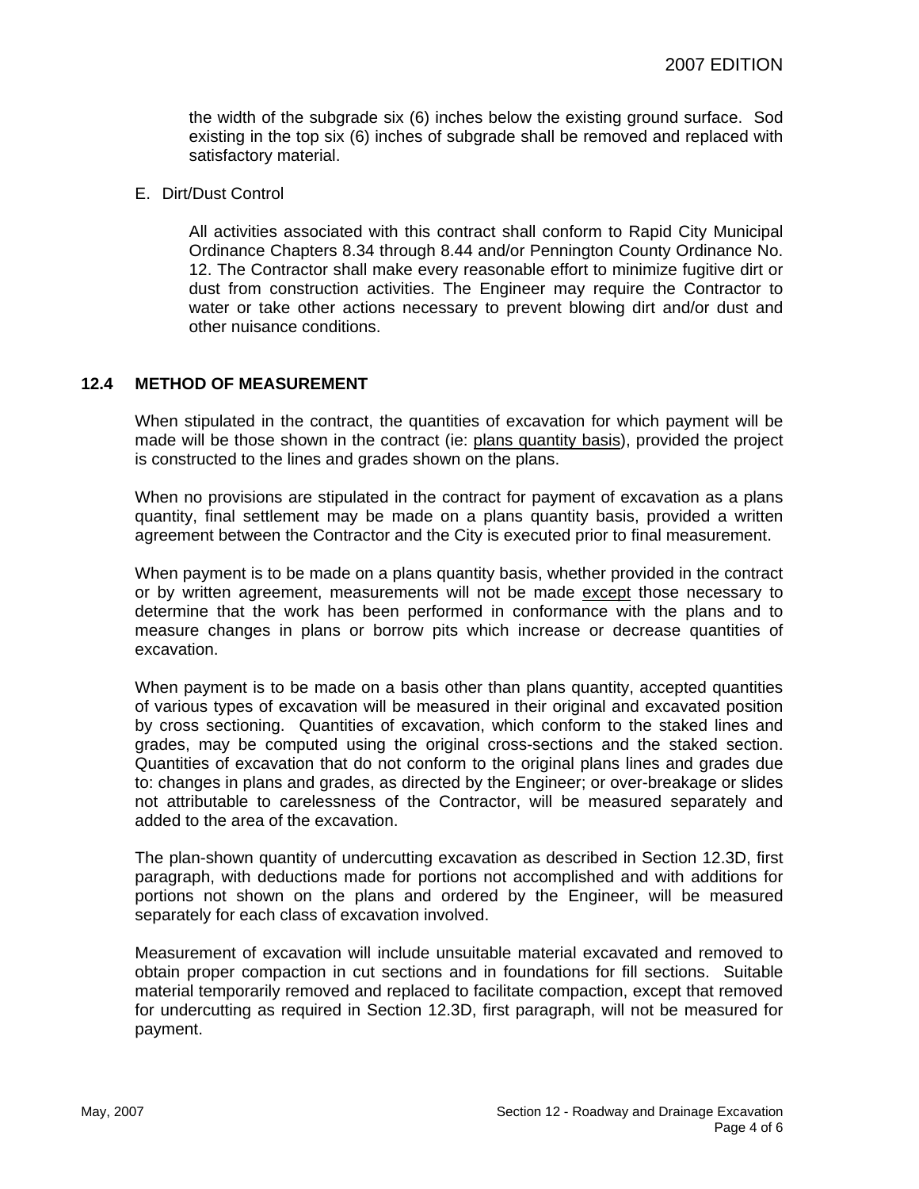the width of the subgrade six (6) inches below the existing ground surface. Sod existing in the top six (6) inches of subgrade shall be removed and replaced with satisfactory material.

E. Dirt/Dust Control

All activities associated with this contract shall conform to Rapid City Municipal Ordinance Chapters 8.34 through 8.44 and/or Pennington County Ordinance No. 12. The Contractor shall make every reasonable effort to minimize fugitive dirt or dust from construction activities. The Engineer may require the Contractor to water or take other actions necessary to prevent blowing dirt and/or dust and other nuisance conditions.

## 12.4 METHOD OF MEASUREMENT

When stipulated in the contract, the quantities of excavation for which payment will be made will be those shown in the contract (ie: <u>plans quantity basis</u>), provided the project is constructed to the lines and grades shown on the plans.

When no provisions are stipulated in the contract for payment of excavation as a plans quantity, final settlement may be made on a plans quantity basis, provided a written agreement between the Contractor and the City is executed prior to final measurement.

When payment is to be made on a plans quantity basis, whether provided in the contract or by written agreement, measurements will not be made <u>except</u> those necessary to determine that the work has been performed in conformance with the plans and to measure changes in plans or borrow pits which increase or decrease quantities of excavation.

When payment is to be made on a basis other than plans quantity, accepted quantities of various types of excavation will be measured in their original and excavated position by cross sectioning. Quantities of excavation, which conform to the staked lines and grades, may be computed using the original cross-sections and the staked section. Quantities of excavation that do not conform to the original plans lines and grades due to: changes in plans and grades, as directed by the Engineer; or over-breakage or slides not attributable to carelessness of the Contractor, will be measured separately and added to the area of the excavation.

The plan-shown quantity of undercutting excavation as described in Section 12.3D, first paragraph, with deductions made for portions not accomplished and with additions for portions not shown on the plans and ordered by the Engineer, will be measured separately for each class of excavation involved.

Measurement of excavation will include unsuitable material excavated and removed to obtain proper compaction in cut sections and in foundations for fill sections. Suitable material temporarily removed and replaced to facilitate compaction, except that removed for undercutting as required in Section 12.3D, first paragraph, will not be measured for payment.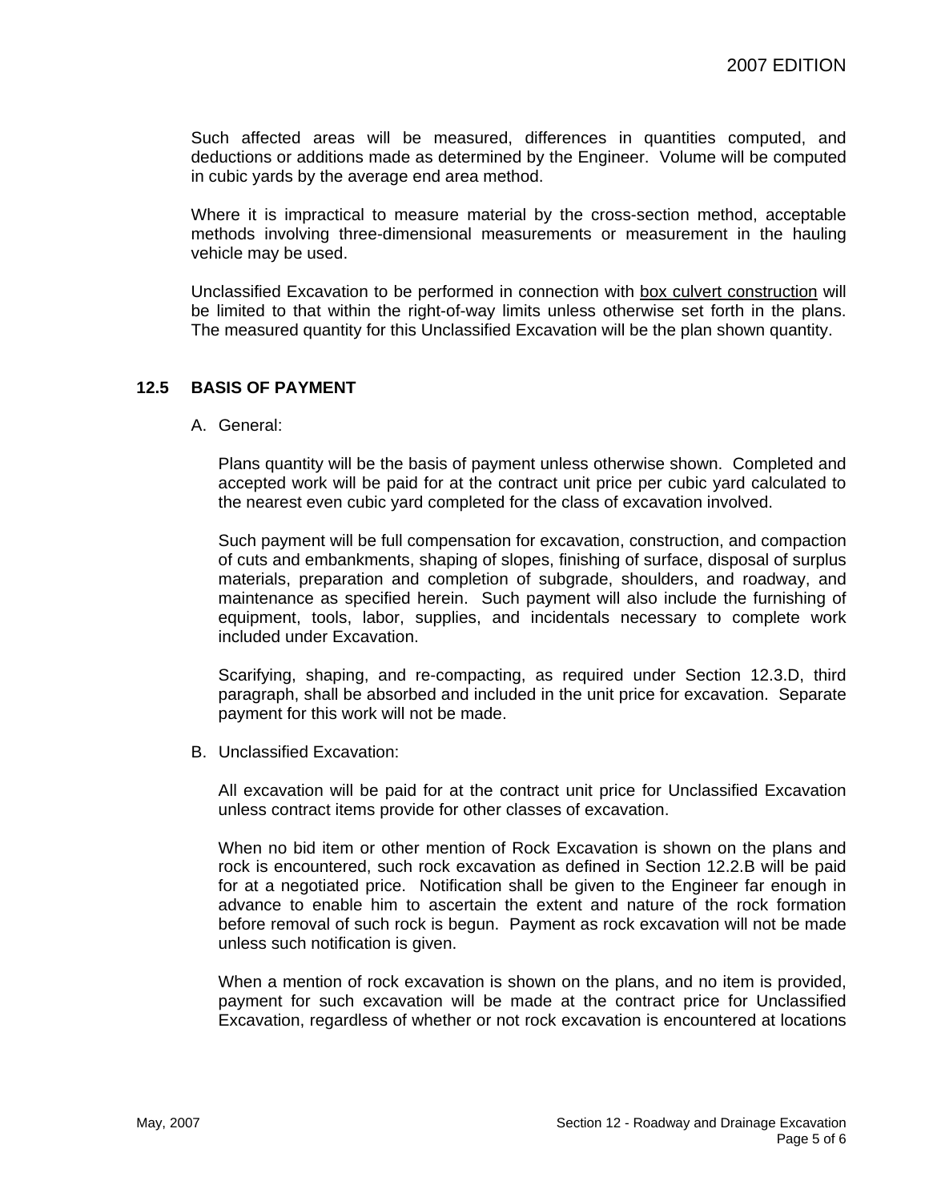Such affected areas will be measured, differences in quantities computed, and deductions or additions made as determined by the Engineer. Volume will be computed in cubic yards by the average end area method.

Where it is impractical to measure material by the cross-section method, acceptable methods involving three-dimensional measurements or measurement in the hauling vehicle may be used.

Unclassified Excavation to be performed in connection with <u>box culvert construction</u> will be limited to that within the right-of-way limits unless otherwise set forth in the plans. The measured quantity for this Unclassified Excavation will be the plan shown quantity.

## 12.5 BASIS OF PAYMENT

A. General:

Plans quantity will be the basis of payment unless otherwise shown. Completed and accepted work will be paid for at the contract unit price per cubic yard calculated to the nearest even cubic yard completed for the class of excavation involved.

Such payment will be full compensation for excavation, construction, and compaction of cuts and embankments, shaping of slopes, finishing of surface, disposal of surplus materials, preparation and completion of subgrade, shoulders, and roadway, and maintenance as specified herein. Such payment will also include the furnishing of equipment, tools, labor, supplies, and incidentals necessary to complete work included under Excavation.

Scarifying, shaping, and re-compacting, as required under Section 12.3.D, third paragraph, shall be absorbed and included in the unit price for excavation. Separate payment for this work will not be made.

B. Unclassified Excavation:

All excavation will be paid for at the contract unit price for Unclassified Excavation unless contract items provide for other classes of excavation.

When no bid item or other mention of Rock Excavation is shown on the plans and rock is encountered, such rock excavation as defined in Section 12.2.B will be paid for at a negotiated price. Notification shall be given to the Engineer far enough in advance to enable him to ascertain the extent and nature of the rock formation before removal of such rock is begun. Payment as rock excavation will not be made unless such notification is given.

When a mention of rock excavation is shown on the plans, and no item is provided, payment for such excavation will be made at the contract price for Unclassified Excavation, regardless of whether or not rock excavation is encountered at locations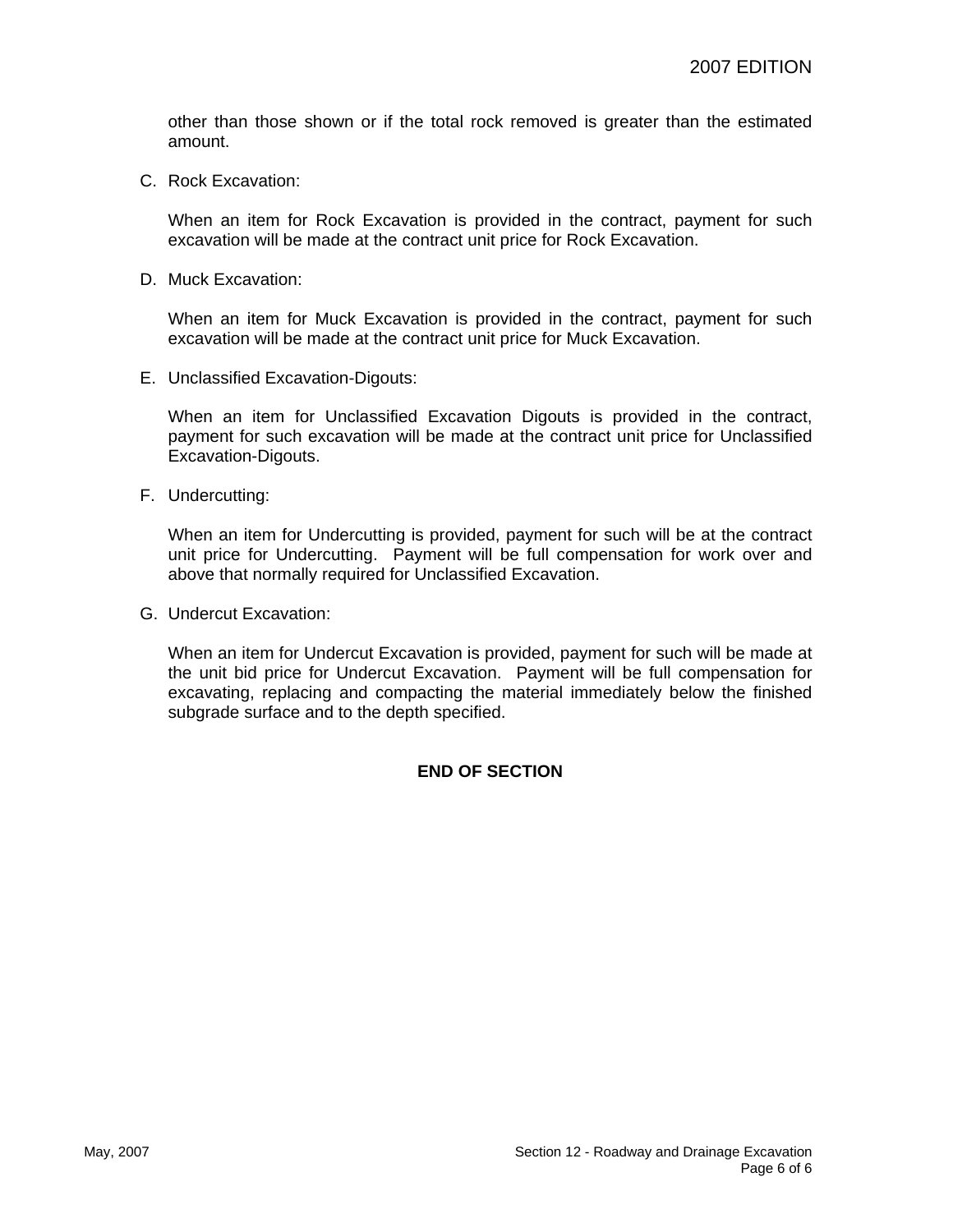other than those shown or if the total rock removed is greater than the estimated amount.

C. Rock Excavation:

When an item for Rock Excavation is provided in the contract, payment for such excavation will be made at the contract unit price for Rock Excavation.

D. Muck Excavation:

When an item for Muck Excavation is provided in the contract, payment for such excavation will be made at the contract unit price for Muck Excavation.

E. Unclassified Excavation-Digouts:

When an item for Unclassified Excavation Digouts is provided in the contract, payment for such excavation will be made at the contract unit price for Unclassified Excavation-Digouts.

F. Undercutting:

When an item for Undercutting is provided, payment for such will be at the contract unit price for Undercutting. Payment will be full compensation for work over and above that normally required for Unclassified Excavation.

G. Undercut Excavation:

When an item for Undercut Excavation is provided, payment for such will be made at the unit bid price for Undercut Excavation. Payment will be full compensation for excavating, replacing and compacting the material immediately below the finished subgrade surface and to the depth specified.

**END OF SECTION**